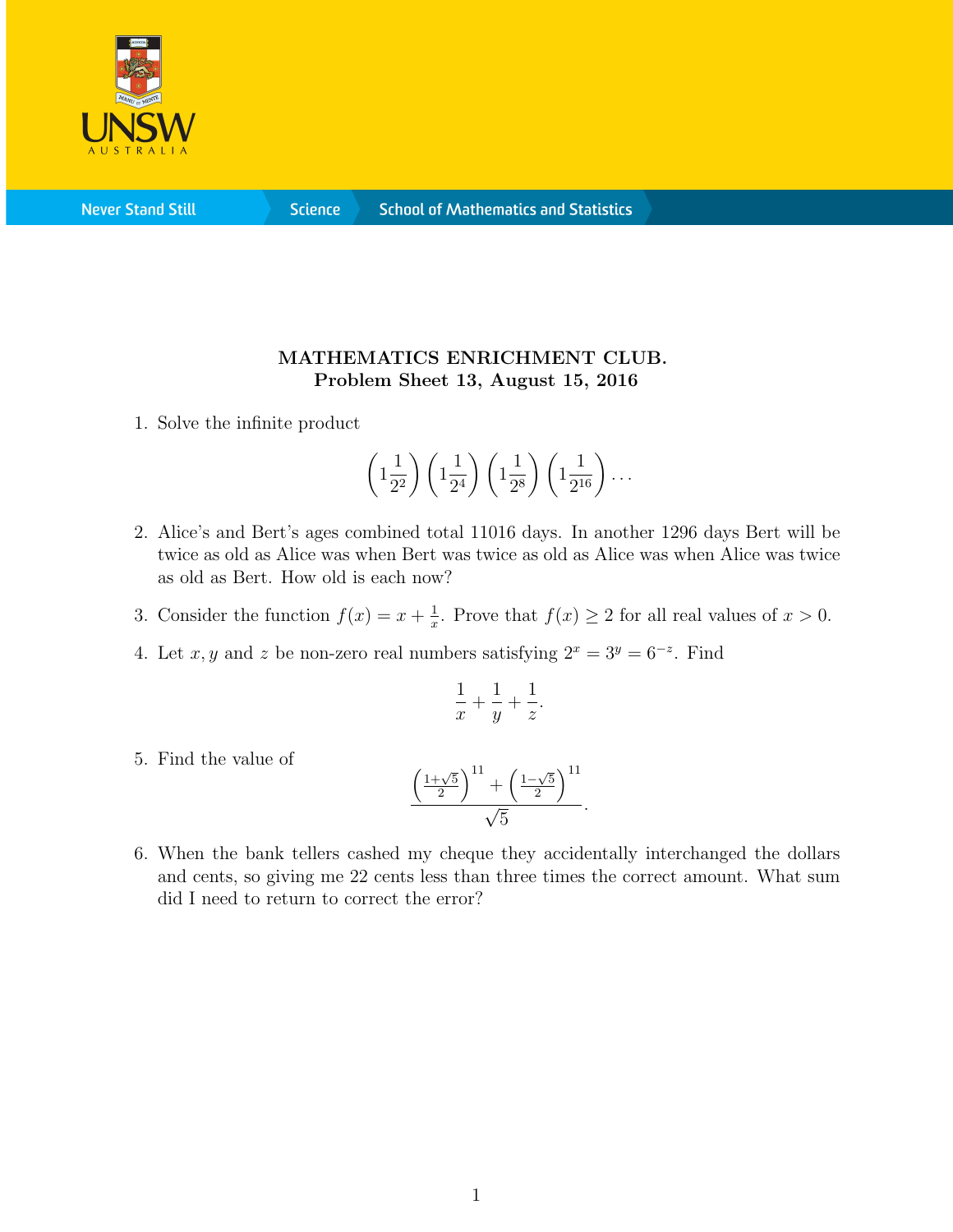**MATHEMATICS ENRICHMENT CLUB.**
**Problem Sheet 13, August 15, 2016**

1. Solve the infinite product

$$\left(1\frac{1}{2^2}\right)\left(1\frac{1}{2^4}\right)\left(1\frac{1}{2^8}\right)\left(1\frac{1}{2^{16}}\right)\ldots$$

2. Alice's and Bert's ages combined total 11016 days. In another 1296 days Bert will be twice as old as Alice was when Bert was twice as old as Alice was when Alice was twice as old as Bert. How old is each now?

3. Consider the function $f(x) = x + \frac{1}{x}$. Prove that $f(x) \geq 2$ for all real values of $x > 0$.

4. Let $x, y$ and $z$ be non-zero real numbers satisfying $2^x = 3^y = 6^{-z}$. Find

$$\frac{1}{x} + \frac{1}{y} + \frac{1}{z}.$$

5. Find the value of

$$\frac{\left(\frac{1+\sqrt{5}}{2}\right)^{11} + \left(\frac{1-\sqrt{5}}{2}\right)^{11}}{\sqrt{5}}.$$

6. When the bank tellers cashed my cheque they accidentally interchanged the dollars and cents, so giving me 22 cents less than three times the correct amount. What sum did I need to return to correct the error?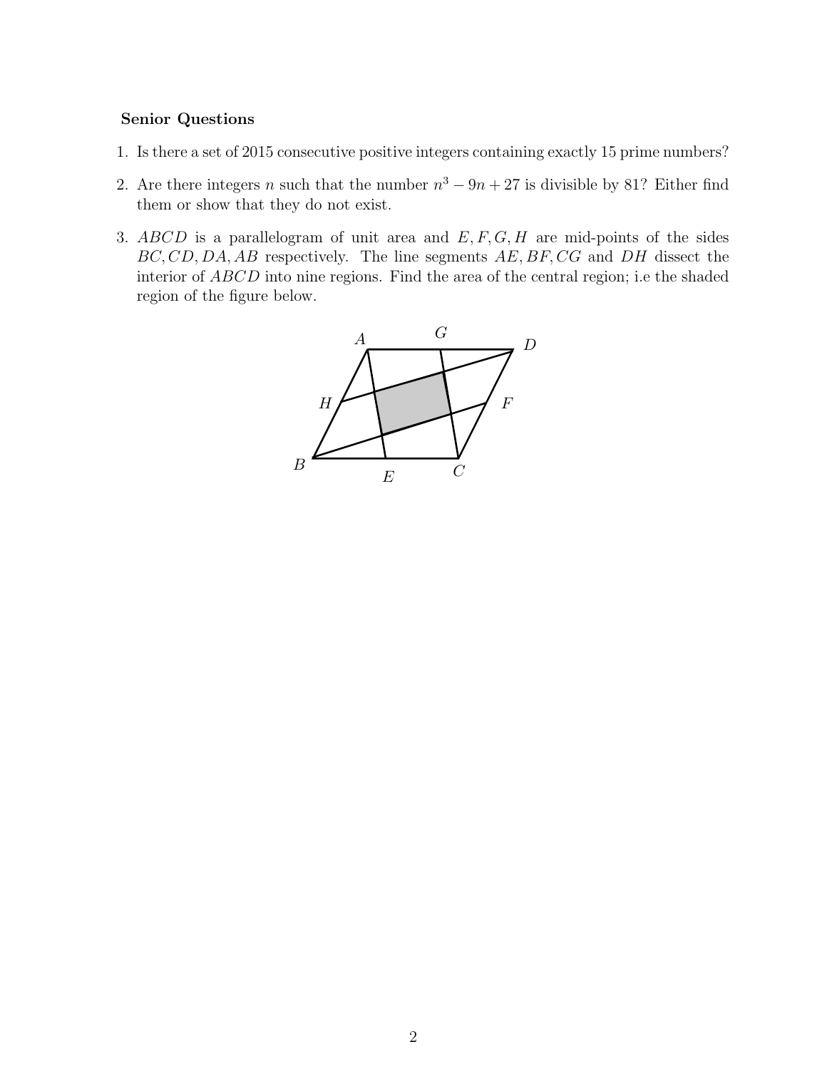**Senior Questions**

1. Is there a set of 2015 consecutive positive integers containing exactly 15 prime numbers?

2. Are there integers $n$ such that the number $n^3 - 9n + 27$ is divisible by 81? Either find them or show that they do not exist.

3. $ABCD$ is a parallelogram of unit area and $E, F, G, H$ are mid-points of the sides $BC, CD, DA, AB$ respectively. The line segments $AE, BF, CG$ and $DH$ dissect the interior of $ABCD$ into nine regions. Find the area of the central region; i.e the shaded region of the figure below.

A
G
D
H
F
B
E
C